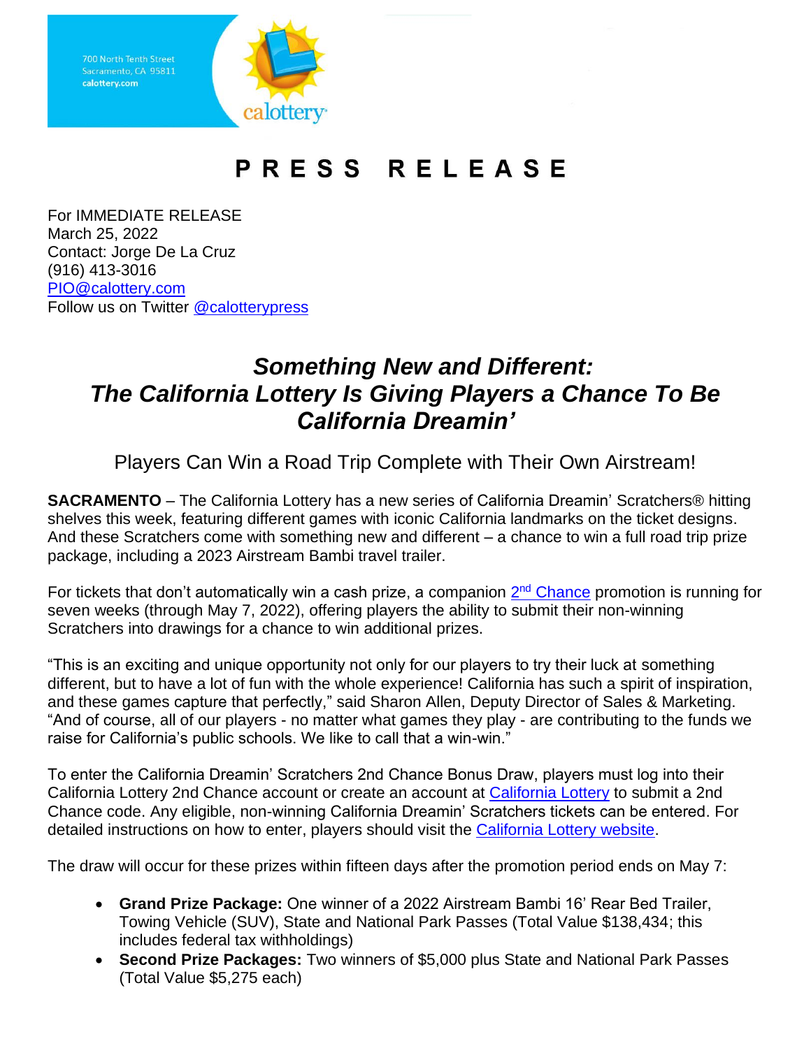700 North Tenth Street
Sacramento, CA 95811
calottery.com

# PRESS RELEASE

For IMMEDIATE RELEASE
March 25, 2022
Contact: Jorge De La Cruz
(916) 413-3016
PIO@calottery.com
Follow us on Twitter @calotterypress

## *Something New and Different: The California Lottery Is Giving Players a Chance To Be California Dreamin'*

### Players Can Win a Road Trip Complete with Their Own Airstream!

**SACRAMENTO** – The California Lottery has a new series of California Dreamin' Scratchers® hitting shelves this week, featuring different games with iconic California landmarks on the ticket designs. And these Scratchers come with something new and different – a chance to win a full road trip prize package, including a 2023 Airstream Bambi travel trailer.

For tickets that don't automatically win a cash prize, a companion 2nd Chance promotion is running for seven weeks (through May 7, 2022), offering players the ability to submit their non-winning Scratchers into drawings for a chance to win additional prizes.

"This is an exciting and unique opportunity not only for our players to try their luck at something different, but to have a lot of fun with the whole experience! California has such a spirit of inspiration, and these games capture that perfectly," said Sharon Allen, Deputy Director of Sales & Marketing. "And of course, all of our players - no matter what games they play - are contributing to the funds we raise for California's public schools. We like to call that a win-win."

To enter the California Dreamin' Scratchers 2nd Chance Bonus Draw, players must log into their California Lottery 2nd Chance account or create an account at California Lottery to submit a 2nd Chance code. Any eligible, non-winning California Dreamin' Scratchers tickets can be entered. For detailed instructions on how to enter, players should visit the California Lottery website.

The draw will occur for these prizes within fifteen days after the promotion period ends on May 7:

- **Grand Prize Package:** One winner of a 2022 Airstream Bambi 16' Rear Bed Trailer, Towing Vehicle (SUV), State and National Park Passes (Total Value $138,434; this includes federal tax withholdings)
- **Second Prize Packages:** Two winners of $5,000 plus State and National Park Passes (Total Value $5,275 each)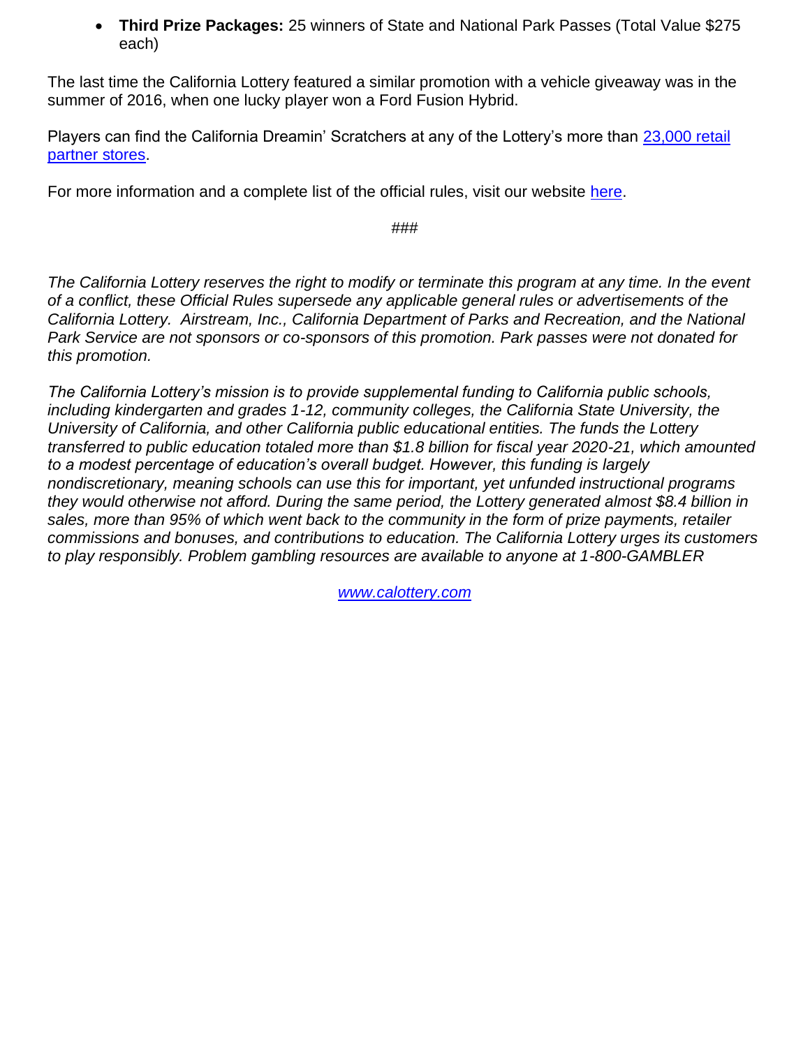- **Third Prize Packages:** 25 winners of State and National Park Passes (Total Value $275 each)

The last time the California Lottery featured a similar promotion with a vehicle giveaway was in the summer of 2016, when one lucky player won a Ford Fusion Hybrid.

Players can find the California Dreamin' Scratchers at any of the Lottery's more than [23,000 retail partner stores](#).

For more information and a complete list of the official rules, visit our website [here](#).

###

*The California Lottery reserves the right to modify or terminate this program at any time. In the event of a conflict, these Official Rules supersede any applicable general rules or advertisements of the California Lottery. Airstream, Inc., California Department of Parks and Recreation, and the National Park Service are not sponsors or co-sponsors of this promotion. Park passes were not donated for this promotion.*

*The California Lottery's mission is to provide supplemental funding to California public schools, including kindergarten and grades 1-12, community colleges, the California State University, the University of California, and other California public educational entities. The funds the Lottery transferred to public education totaled more than $1.8 billion for fiscal year 2020-21, which amounted to a modest percentage of education's overall budget. However, this funding is largely nondiscretionary, meaning schools can use this for important, yet unfunded instructional programs they would otherwise not afford. During the same period, the Lottery generated almost $8.4 billion in sales, more than 95% of which went back to the community in the form of prize payments, retailer commissions and bonuses, and contributions to education. The California Lottery urges its customers to play responsibly. Problem gambling resources are available to anyone at 1-800-GAMBLER*

*[www.calottery.com](http://www.calottery.com)*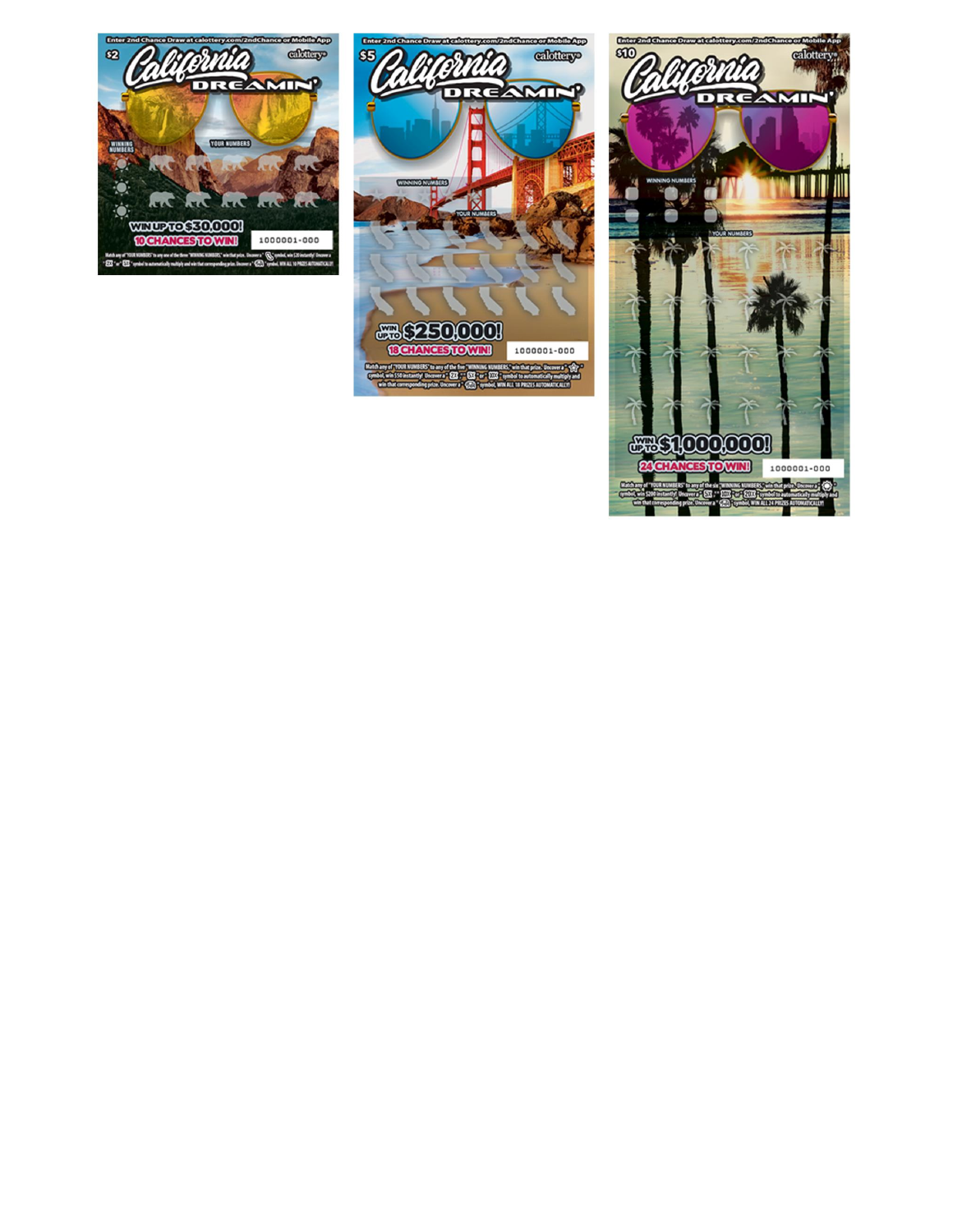Enter 2nd Chance Draw at calottery.com/2ndChance or Mobile App

$2

California DREAMIN'

calottery

WINNING NUMBERS

YOUR NUMBERS

WIN UP TO $30,000!

10 CHANCES TO WIN!

1000001-000

Match any of "YOUR NUMBERS" to any of the three "WINNING NUMBERS," win that prize. Uncover a " " symbol, win $20 instantly! Uncover a " 2X " or " 5X " symbol to automatically multiply and win that corresponding prize. Uncover a " " symbol, WIN ALL 10 PRIZES AUTOMATICALLY!

---

Enter 2nd Chance Draw at calottery.com/2ndChance or Mobile App

$5

California DREAMIN'

calottery

WINNING NUMBERS

YOUR NUMBERS

WIN UP TO $250,000!

18 CHANCES TO WIN!

1000001-000

Match any of "YOUR NUMBERS" to any of the five "WINNING NUMBERS," win that prize. Uncover a " " symbol, win $50 instantly! Uncover a " 2X ", " 5X " or " 10X " symbol to automatically multiply and win that corresponding prize. Uncover a " " symbol, WIN ALL 18 PRIZES AUTOMATICALLY!

---

Enter 2nd Chance Draw at calottery.com/2ndChance or Mobile App

$10

California DREAMIN'

calottery

WINNING NUMBERS

YOUR NUMBERS

WIN UP TO $1,000,000!

24 CHANCES TO WIN!

1000001-000

Match any of "YOUR NUMBERS" to any of the six "WINNING NUMBERS," win that prize. Uncover a " " symbol, win $200 instantly! Uncover a " 5X ", " 10X " or " 20X " symbol to automatically multiply and win that corresponding prize. Uncover a " " symbol, WIN ALL 24 PRIZES AUTOMATICALLY!